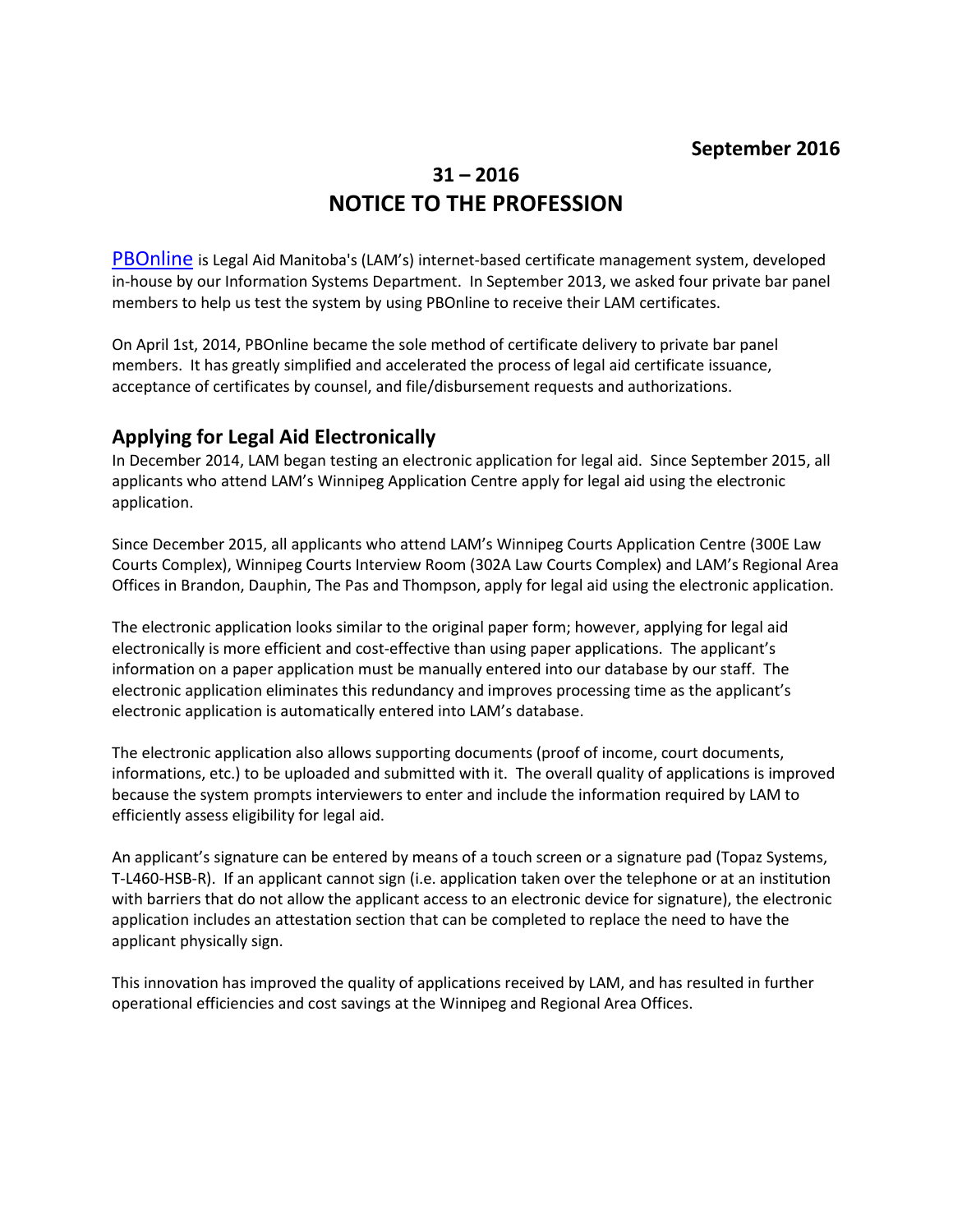**September 2016**

# 31 – 2016
# NOTICE TO THE PROFESSION

PBOnline is Legal Aid Manitoba's (LAM's) internet-based certificate management system, developed in-house by our Information Systems Department. In September 2013, we asked four private bar panel members to help us test the system by using PBOnline to receive their LAM certificates.

On April 1st, 2014, PBOnline became the sole method of certificate delivery to private bar panel members. It has greatly simplified and accelerated the process of legal aid certificate issuance, acceptance of certificates by counsel, and file/disbursement requests and authorizations.

## Applying for Legal Aid Electronically

In December 2014, LAM began testing an electronic application for legal aid. Since September 2015, all applicants who attend LAM's Winnipeg Application Centre apply for legal aid using the electronic application.

Since December 2015, all applicants who attend LAM's Winnipeg Courts Application Centre (300E Law Courts Complex), Winnipeg Courts Interview Room (302A Law Courts Complex) and LAM's Regional Area Offices in Brandon, Dauphin, The Pas and Thompson, apply for legal aid using the electronic application.

The electronic application looks similar to the original paper form; however, applying for legal aid electronically is more efficient and cost-effective than using paper applications. The applicant's information on a paper application must be manually entered into our database by our staff. The electronic application eliminates this redundancy and improves processing time as the applicant's electronic application is automatically entered into LAM's database.

The electronic application also allows supporting documents (proof of income, court documents, informations, etc.) to be uploaded and submitted with it. The overall quality of applications is improved because the system prompts interviewers to enter and include the information required by LAM to efficiently assess eligibility for legal aid.

An applicant's signature can be entered by means of a touch screen or a signature pad (Topaz Systems, T-L460-HSB-R). If an applicant cannot sign (i.e. application taken over the telephone or at an institution with barriers that do not allow the applicant access to an electronic device for signature), the electronic application includes an attestation section that can be completed to replace the need to have the applicant physically sign.

This innovation has improved the quality of applications received by LAM, and has resulted in further operational efficiencies and cost savings at the Winnipeg and Regional Area Offices.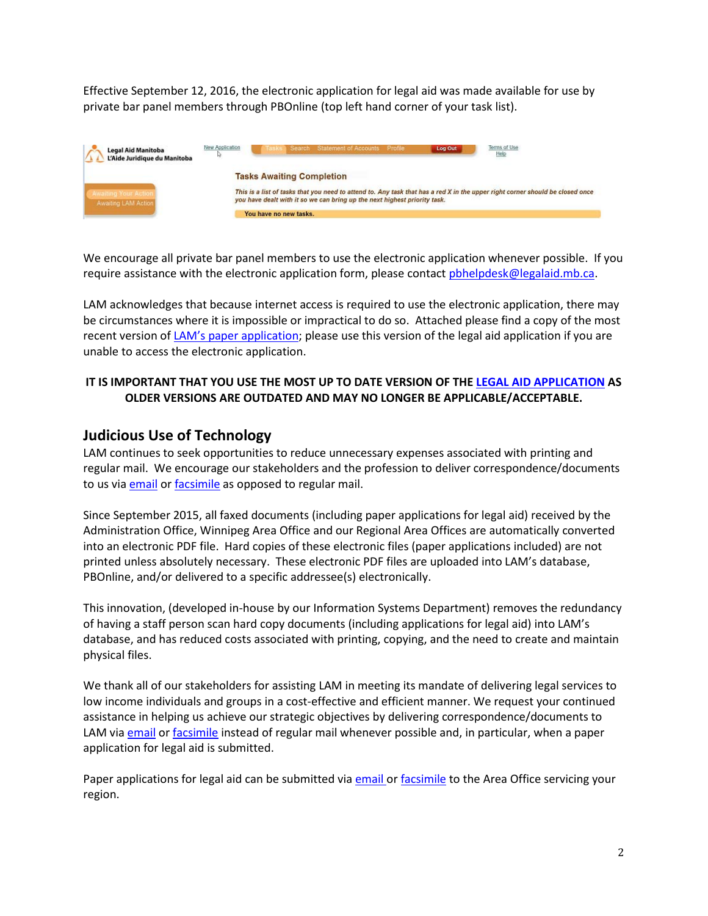Effective September 12, 2016, the electronic application for legal aid was made available for use by private bar panel members through PBOnline (top left hand corner of your task list).

We encourage all private bar panel members to use the electronic application whenever possible. If you require assistance with the electronic application form, please contact pbhelpdesk@legalaid.mb.ca.

LAM acknowledges that because internet access is required to use the electronic application, there may be circumstances where it is impossible or impractical to do so. Attached please find a copy of the most recent version of LAM's paper application; please use this version of the legal aid application if you are unable to access the electronic application.

**IT IS IMPORTANT THAT YOU USE THE MOST UP TO DATE VERSION OF THE LEGAL AID APPLICATION AS OLDER VERSIONS ARE OUTDATED AND MAY NO LONGER BE APPLICABLE/ACCEPTABLE.**

## Judicious Use of Technology

LAM continues to seek opportunities to reduce unnecessary expenses associated with printing and regular mail. We encourage our stakeholders and the profession to deliver correspondence/documents to us via email or facsimile as opposed to regular mail.

Since September 2015, all faxed documents (including paper applications for legal aid) received by the Administration Office, Winnipeg Area Office and our Regional Area Offices are automatically converted into an electronic PDF file. Hard copies of these electronic files (paper applications included) are not printed unless absolutely necessary. These electronic PDF files are uploaded into LAM's database, PBOnline, and/or delivered to a specific addressee(s) electronically.

This innovation, (developed in-house by our Information Systems Department) removes the redundancy of having a staff person scan hard copy documents (including applications for legal aid) into LAM's database, and has reduced costs associated with printing, copying, and the need to create and maintain physical files.

We thank all of our stakeholders for assisting LAM in meeting its mandate of delivering legal services to low income individuals and groups in a cost-effective and efficient manner. We request your continued assistance in helping us achieve our strategic objectives by delivering correspondence/documents to LAM via email or facsimile instead of regular mail whenever possible and, in particular, when a paper application for legal aid is submitted.

Paper applications for legal aid can be submitted via email or facsimile to the Area Office servicing your region.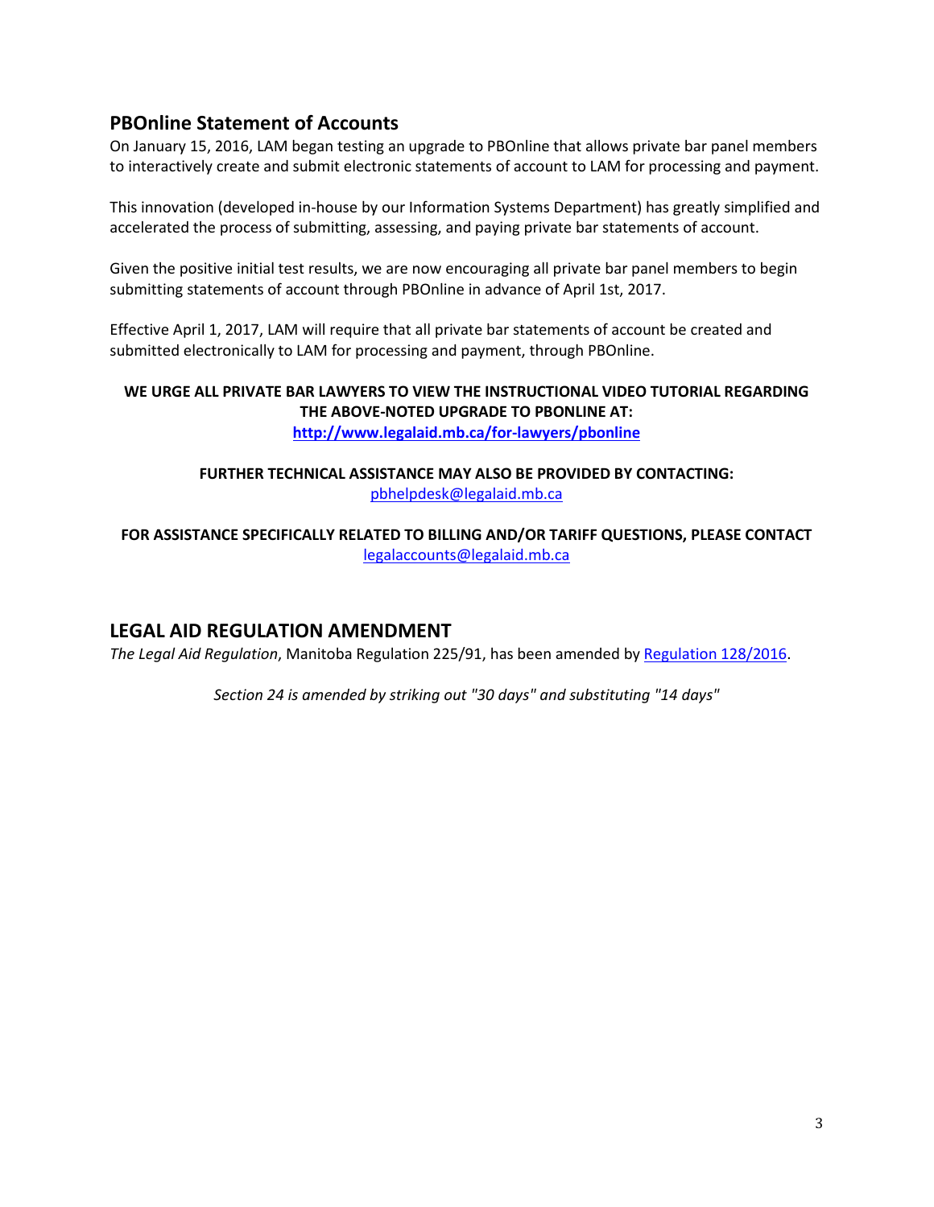## PBOnline Statement of Accounts

On January 15, 2016, LAM began testing an upgrade to PBOnline that allows private bar panel members to interactively create and submit electronic statements of account to LAM for processing and payment.

This innovation (developed in-house by our Information Systems Department) has greatly simplified and accelerated the process of submitting, assessing, and paying private bar statements of account.

Given the positive initial test results, we are now encouraging all private bar panel members to begin submitting statements of account through PBOnline in advance of April 1st, 2017.

Effective April 1, 2017, LAM will require that all private bar statements of account be created and submitted electronically to LAM for processing and payment, through PBOnline.

**WE URGE ALL PRIVATE BAR LAWYERS TO VIEW THE INSTRUCTIONAL VIDEO TUTORIAL REGARDING THE ABOVE-NOTED UPGRADE TO PBONLINE AT:**
**http://www.legalaid.mb.ca/for-lawyers/pbonline**

**FURTHER TECHNICAL ASSISTANCE MAY ALSO BE PROVIDED BY CONTACTING:**
pbhelpdesk@legalaid.mb.ca

**FOR ASSISTANCE SPECIFICALLY RELATED TO BILLING AND/OR TARIFF QUESTIONS, PLEASE CONTACT**
legalaccounts@legalaid.mb.ca

## LEGAL AID REGULATION AMENDMENT

*The Legal Aid Regulation*, Manitoba Regulation 225/91, has been amended by Regulation 128/2016.

*Section 24 is amended by striking out "30 days" and substituting "14 days"*